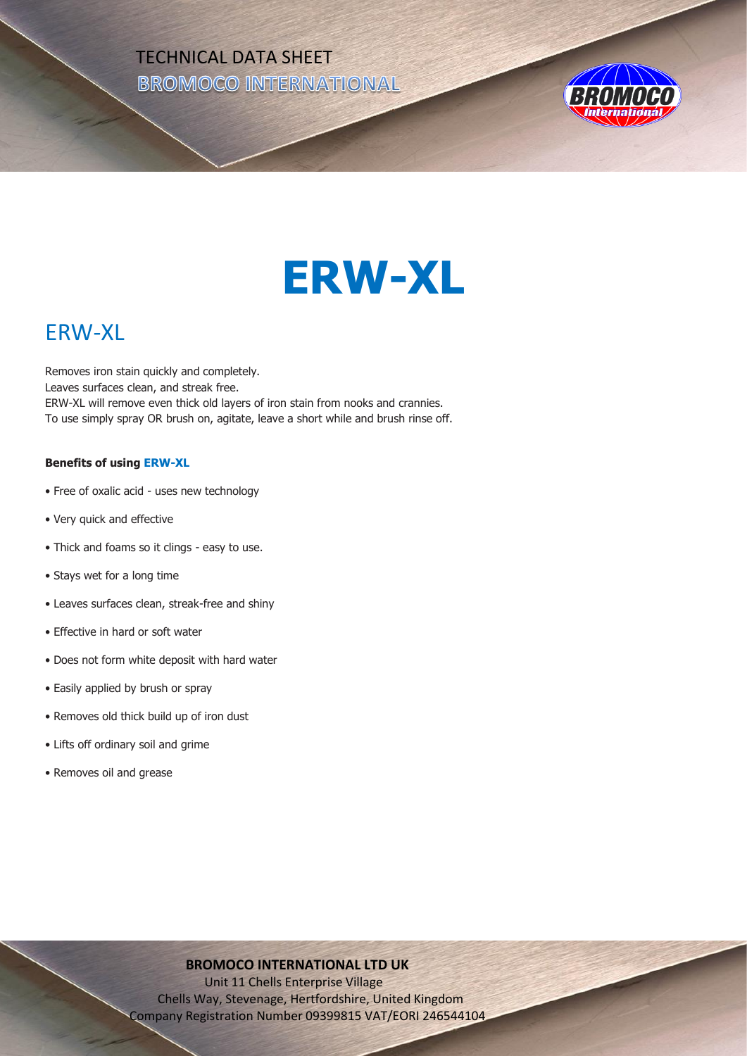TECHNICAL DATA SHEET

BROMOCO INTERNATIONAL

# ERW-XL

## ERW-XL

Removes iron stain quickly and completely.
Leaves surfaces clean, and streak free.
ERW-XL will remove even thick old layers of iron stain from nooks and crannies.
To use simply spray OR brush on, agitate, leave a short while and brush rinse off.

**Benefits of using ERW-XL**

- Free of oxalic acid - uses new technology
- Very quick and effective
- Thick and foams so it clings - easy to use.
- Stays wet for a long time
- Leaves surfaces clean, streak-free and shiny
- Effective in hard or soft water
- Does not form white deposit with hard water
- Easily applied by brush or spray
- Removes old thick build up of iron dust
- Lifts off ordinary soil and grime
- Removes oil and grease

**BROMOCO INTERNATIONAL LTD UK**
Unit 11 Chells Enterprise Village
Chells Way, Stevenage, Hertfordshire, United Kingdom
Company Registration Number 09399815 VAT/EORI 246544104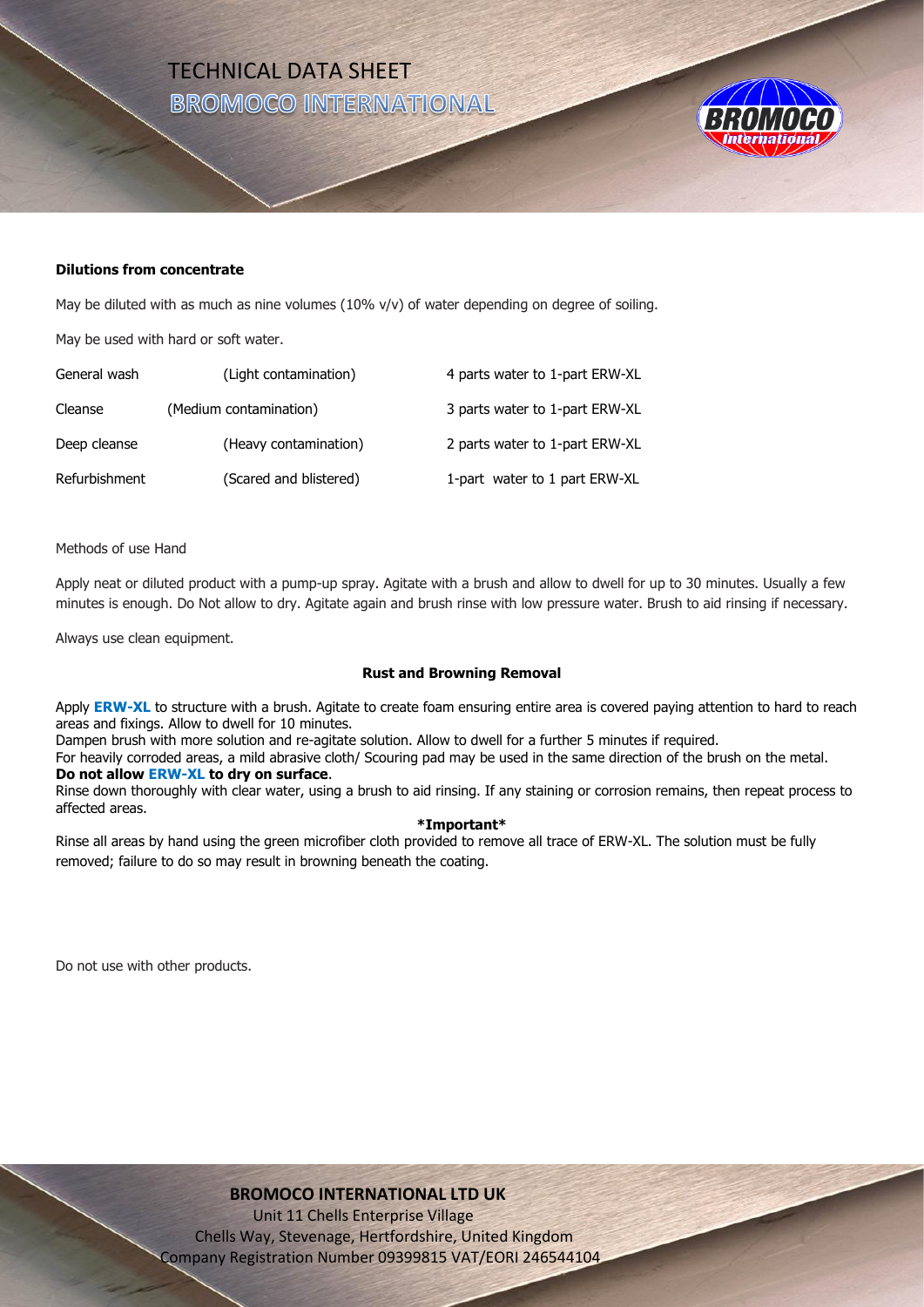**Dilutions from concentrate**

May be diluted with as much as nine volumes (10% v/v) of water depending on degree of soiling.

May be used with hard or soft water.

| | | |
|---|---|---|
| General wash | (Light contamination) | 4 parts water to 1-part ERW-XL |
| Cleanse | (Medium contamination) | 3 parts water to 1-part ERW-XL |
| Deep cleanse | (Heavy contamination) | 2 parts water to 1-part ERW-XL |
| Refurbishment | (Scared and blistered) | 1-part water to 1 part ERW-XL |

Methods of use Hand

Apply neat or diluted product with a pump-up spray. Agitate with a brush and allow to dwell for up to 30 minutes. Usually a few minutes is enough. Do Not allow to dry. Agitate again and brush rinse with low pressure water. Brush to aid rinsing if necessary.

Always use clean equipment.

**Rust and Browning Removal**

Apply **ERW-XL** to structure with a brush. Agitate to create foam ensuring entire area is covered paying attention to hard to reach areas and fixings. Allow to dwell for 10 minutes.
Dampen brush with more solution and re-agitate solution. Allow to dwell for a further 5 minutes if required.
For heavily corroded areas, a mild abrasive cloth/ Scouring pad may be used in the same direction of the brush on the metal.
**Do not allow ERW-XL to dry on surface**.
Rinse down thoroughly with clear water, using a brush to aid rinsing. If any staining or corrosion remains, then repeat process to affected areas.

**\*Important\***

Rinse all areas by hand using the green microfiber cloth provided to remove all trace of ERW-XL. The solution must be fully removed; failure to do so may result in browning beneath the coating.

Do not use with other products.

**BROMOCO INTERNATIONAL LTD UK**
Unit 11 Chells Enterprise Village
Chells Way, Stevenage, Hertfordshire, United Kingdom
Company Registration Number 09399815 VAT/EORI 246544104